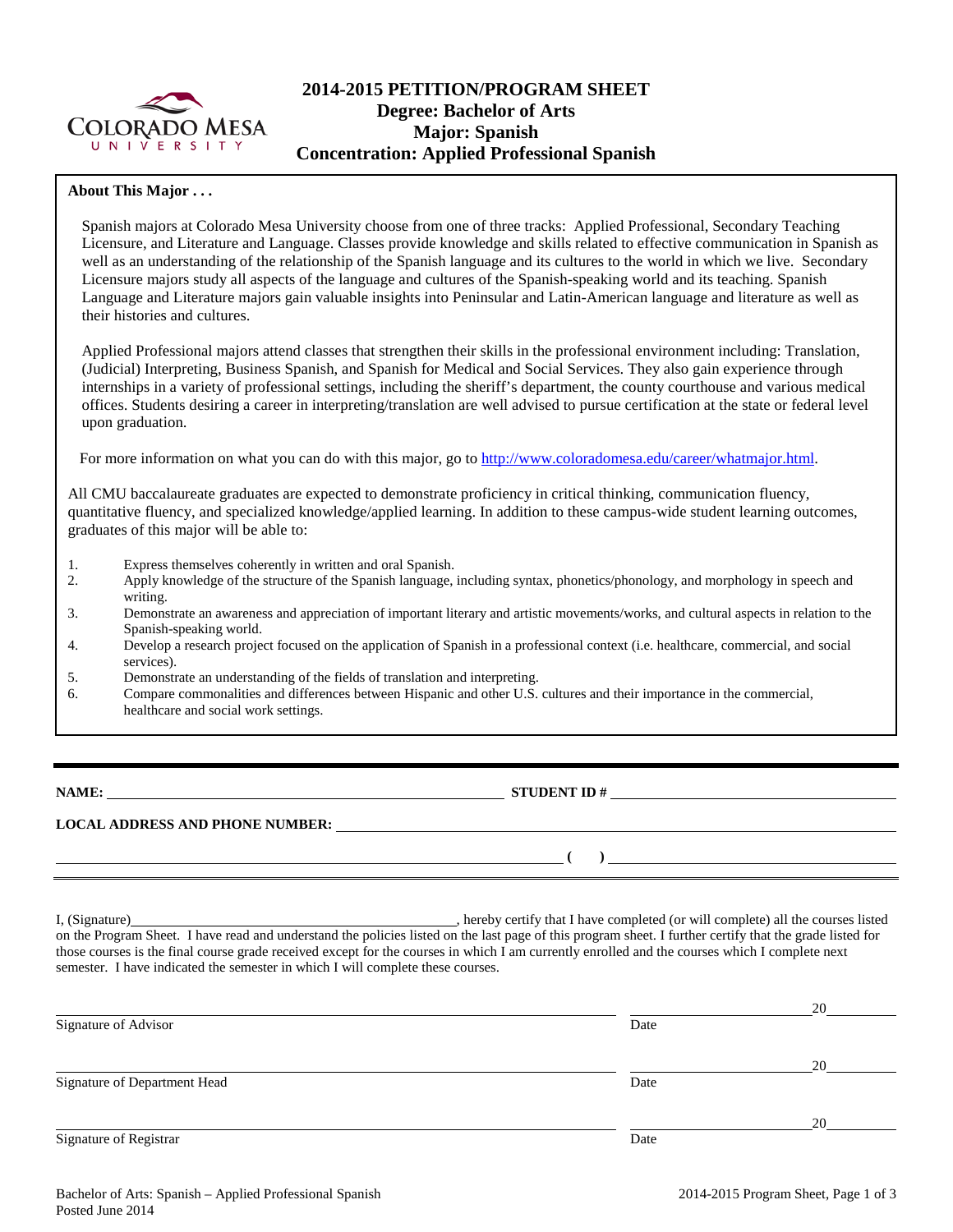# 2014-2015 PETITION/PROGRAM SHEET

## Degree: Bachelor of Arts
## Major: Spanish
## Concentration: Applied Professional Spanish

**About This Major . . .**

Spanish majors at Colorado Mesa University choose from one of three tracks: Applied Professional, Secondary Teaching Licensure, and Literature and Language. Classes provide knowledge and skills related to effective communication in Spanish as well as an understanding of the relationship of the Spanish language and its cultures to the world in which we live. Secondary Licensure majors study all aspects of the language and cultures of the Spanish-speaking world and its teaching. Spanish Language and Literature majors gain valuable insights into Peninsular and Latin-American language and literature as well as their histories and cultures.

Applied Professional majors attend classes that strengthen their skills in the professional environment including: Translation, (Judicial) Interpreting, Business Spanish, and Spanish for Medical and Social Services. They also gain experience through internships in a variety of professional settings, including the sheriff's department, the county courthouse and various medical offices. Students desiring a career in interpreting/translation are well advised to pursue certification at the state or federal level upon graduation.

For more information on what you can do with this major, go to http://www.coloradomesa.edu/career/whatmajor.html.

All CMU baccalaureate graduates are expected to demonstrate proficiency in critical thinking, communication fluency, quantitative fluency, and specialized knowledge/applied learning. In addition to these campus-wide student learning outcomes, graduates of this major will be able to:

1. Express themselves coherently in written and oral Spanish.
2. Apply knowledge of the structure of the Spanish language, including syntax, phonetics/phonology, and morphology in speech and writing.
3. Demonstrate an awareness and appreciation of important literary and artistic movements/works, and cultural aspects in relation to the Spanish-speaking world.
4. Develop a research project focused on the application of Spanish in a professional context (i.e. healthcare, commercial, and social services).
5. Demonstrate an understanding of the fields of translation and interpreting.
6. Compare commonalities and differences between Hispanic and other U.S. cultures and their importance in the commercial, healthcare and social work settings.

---

**NAME:** ______________________________ **STUDENT ID #** ______________________________

**LOCAL ADDRESS AND PHONE NUMBER:** ______________________________

______________________________ **( )** ______________________________

---

I, (Signature)______________________________, hereby certify that I have completed (or will complete) all the courses listed on the Program Sheet. I have read and understand the policies listed on the last page of this program sheet. I further certify that the grade listed for those courses is the final course grade received except for the courses in which I am currently enrolled and the courses which I complete next semester. I have indicated the semester in which I will complete these courses.

______________________________ ______________ 20______
Signature of Advisor Date

______________________________ ______________ 20______
Signature of Department Head Date

______________________________ ______________ 20______
Signature of Registrar Date

Bachelor of Arts: Spanish – Applied Professional Spanish
Posted June 2014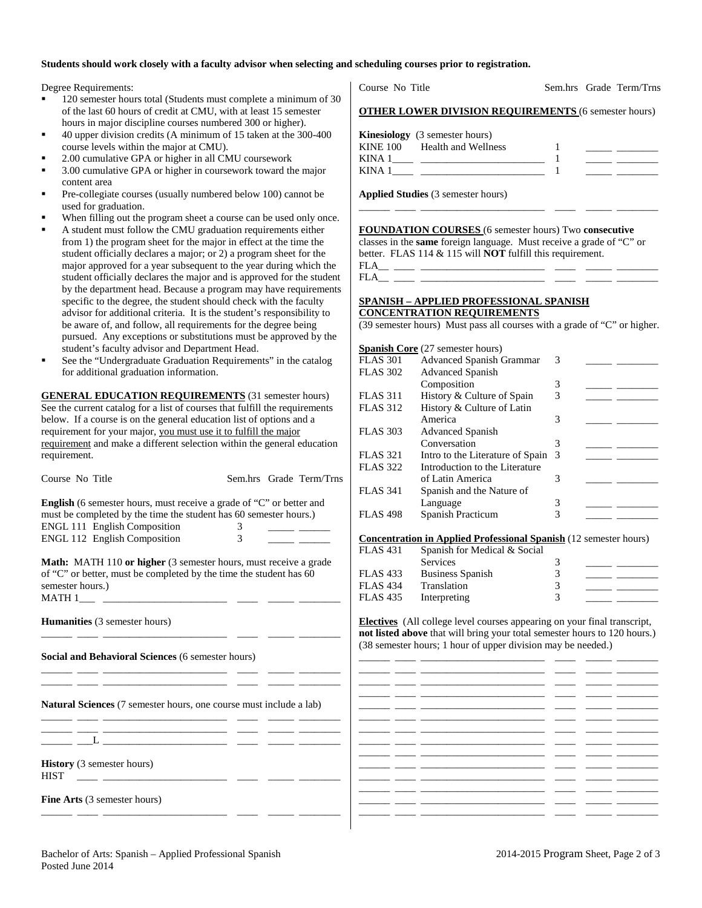**Students should work closely with a faculty advisor when selecting and scheduling courses prior to registration.**

Degree Requirements:

- 120 semester hours total (Students must complete a minimum of 30 of the last 60 hours of credit at CMU, with at least 15 semester hours in major discipline courses numbered 300 or higher).
- 40 upper division credits (A minimum of 15 taken at the 300-400 course levels within the major at CMU).
- 2.00 cumulative GPA or higher in all CMU coursework
- 3.00 cumulative GPA or higher in coursework toward the major content area
- Pre-collegiate courses (usually numbered below 100) cannot be used for graduation.
- When filling out the program sheet a course can be used only once.
- A student must follow the CMU graduation requirements either from 1) the program sheet for the major in effect at the time the student officially declares a major; or 2) a program sheet for the major approved for a year subsequent to the year during which the student officially declares the major and is approved for the student by the department head. Because a program may have requirements specific to the degree, the student should check with the faculty advisor for additional criteria. It is the student's responsibility to be aware of, and follow, all requirements for the degree being pursued. Any exceptions or substitutions must be approved by the student's faculty advisor and Department Head.
- See the "Undergraduate Graduation Requirements" in the catalog for additional graduation information.

**GENERAL EDUCATION REQUIREMENTS** (31 semester hours) See the current catalog for a list of courses that fulfill the requirements below. If a course is on the general education list of options and a requirement for your major, you must use it to fulfill the major requirement and make a different selection within the general education requirement.

| Course No | Title | Sem.hrs | Grade | Term/Trns |
|---|---|---|---|---|
| **English** (6 semester hours, must receive a grade of "C" or better and must be completed by the time the student has 60 semester hours.) | | | | |
| ENGL 111 | English Composition | 3 | | |
| ENGL 112 | English Composition | 3 | | |
| **Math:** MATH 110 **or higher** (3 semester hours, must receive a grade of "C" or better, must be completed by the time the student has 60 semester hours.) | | | | |
| MATH 1___ | | | | |
| **Humanities** (3 semester hours) | | | | |
| | | | | |
| **Social and Behavioral Sciences** (6 semester hours) | | | | |
| | | | | |
| | | | | |
| **Natural Sciences** (7 semester hours, one course must include a lab) | | | | |
| | | | | |
| | | | | |
| ___L | | | | |
| **History** (3 semester hours) | | | | |
| HIST | | | | |
| **Fine Arts** (3 semester hours) | | | | |
| | | | | |

| Course No | Title | Sem.hrs | Grade | Term/Trns |
|---|---|---|---|---|

**OTHER LOWER DIVISION REQUIREMENTS** (6 semester hours)

**Kinesiology** (3 semester hours)

| Course No | Title | Sem.hrs | Grade | Term/Trns |
|---|---|---|---|---|
| KINE 100 | Health and Wellness | 1 | | |
| KINA 1____ | | 1 | | |
| KINA 1____ | | 1 | | |

**Applied Studies** (3 semester hours)

| Course No | Title | Sem.hrs | Grade | Term/Trns |
|---|---|---|---|---|
| | | | | |

**FOUNDATION COURSES** (6 semester hours) Two **consecutive** classes in the **same** foreign language. Must receive a grade of "C" or better. FLAS 114 & 115 will **NOT** fulfill this requirement.

| Course No | Title | Sem.hrs | Grade | Term/Trns |
|---|---|---|---|---|
| FLA__ | | | | |
| FLA__ | | | | |

**SPANISH – APPLIED PROFESSIONAL SPANISH CONCENTRATION REQUIREMENTS**

(39 semester hours) Must pass all courses with a grade of "C" or higher.

**Spanish Core** (27 semester hours)

| Course No | Title | Sem.hrs | Grade | Term/Trns |
|---|---|---|---|---|
| FLAS 301 | Advanced Spanish Grammar | 3 | | |
| FLAS 302 | Advanced Spanish Composition | 3 | | |
| FLAS 311 | History & Culture of Spain | 3 | | |
| FLAS 312 | History & Culture of Latin America | 3 | | |
| FLAS 303 | Advanced Spanish Conversation | 3 | | |
| FLAS 321 | Intro to the Literature of Spain | 3 | | |
| FLAS 322 | Introduction to the Literature of Latin America | 3 | | |
| FLAS 341 | Spanish and the Nature of Language | 3 | | |
| FLAS 498 | Spanish Practicum | 3 | | |

**Concentration in Applied Professional Spanish** (12 semester hours)

| Course No | Title | Sem.hrs | Grade | Term/Trns |
|---|---|---|---|---|
| FLAS 431 | Spanish for Medical & Social Services | 3 | | |
| FLAS 433 | Business Spanish | 3 | | |
| FLAS 434 | Translation | 3 | | |
| FLAS 435 | Interpreting | 3 | | |

**Electives** (All college level courses appearing on your final transcript, **not listed above** that will bring your total semester hours to 120 hours.) (38 semester hours; 1 hour of upper division may be needed.)

| Course No | Title | Sem.hrs | Grade | Term/Trns |
|---|---|---|---|---|
| | | | | |
| | | | | |
| | | | | |
| | | | | |
| | | | | |
| | | | | |
| | | | | |
| | | | | |
| | | | | |
| | | | | |
| | | | | |
| | | | | |
| | | | | |
| | | | | |

Bachelor of Arts: Spanish – Applied Professional Spanish
Posted June 2014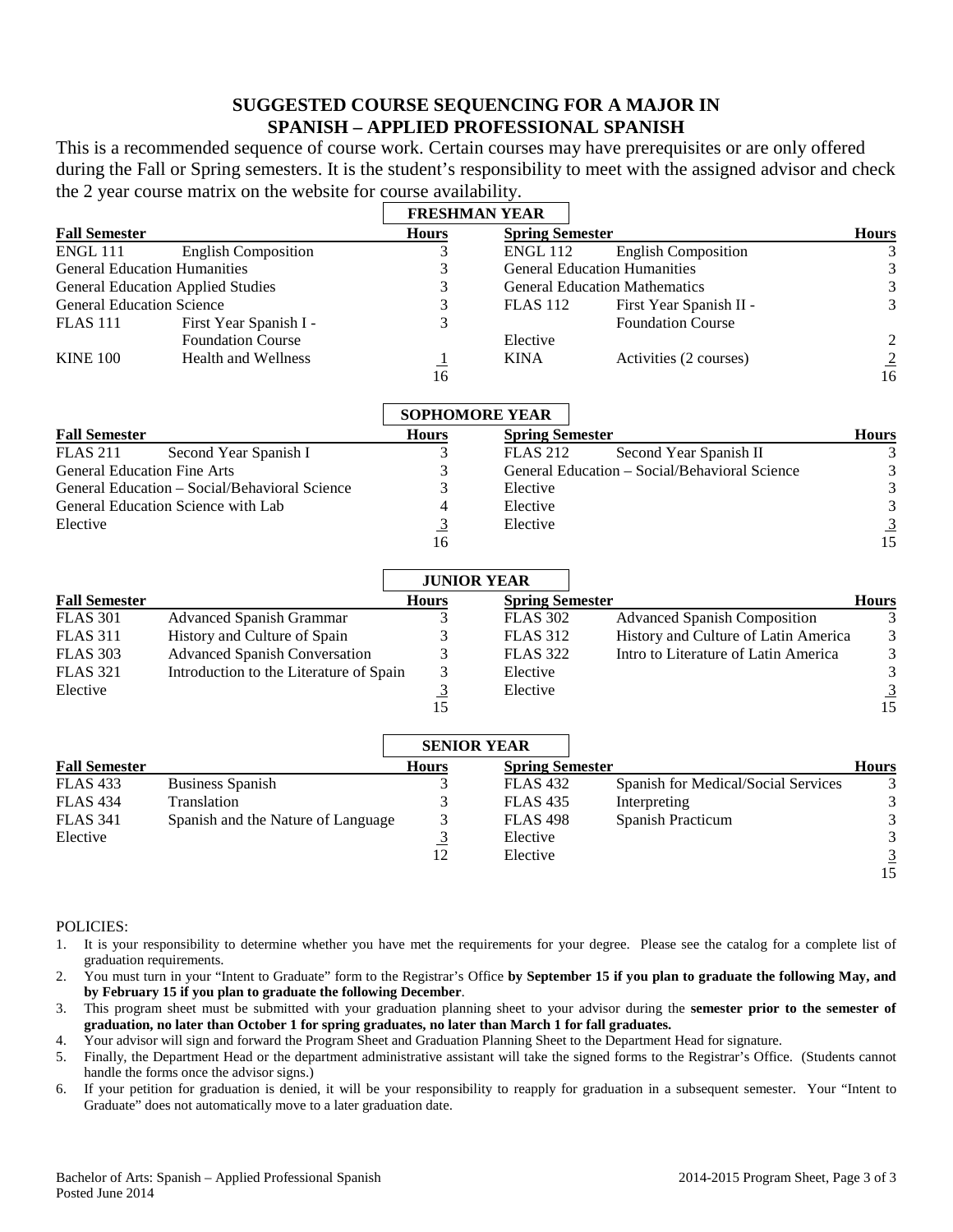## SUGGESTED COURSE SEQUENCING FOR A MAJOR IN SPANISH – APPLIED PROFESSIONAL SPANISH

This is a recommended sequence of course work. Certain courses may have prerequisites or are only offered during the Fall or Spring semesters. It is the student's responsibility to meet with the assigned advisor and check the 2 year course matrix on the website for course availability.

### FRESHMAN YEAR

| Fall Semester | | Hours | Spring Semester | | Hours |
|---|---|---|---|---|---|
| ENGL 111 | English Composition | 3 | ENGL 112 | English Composition | 3 |
| General Education Humanities | | 3 | General Education Humanities | | 3 |
| General Education Applied Studies | | 3 | General Education Mathematics | | 3 |
| General Education Science | | 3 | FLAS 112 | First Year Spanish II - Foundation Course | 3 |
| FLAS 111 | First Year Spanish I - Foundation Course | 3 | Elective | | 2 |
| KINE 100 | Health and Wellness | 1 | KINA | Activities (2 courses) | 2 |
| | | 16 | | | 16 |

### SOPHOMORE YEAR

| Fall Semester | | Hours | Spring Semester | | Hours |
|---|---|---|---|---|---|
| FLAS 211 | Second Year Spanish I | 3 | FLAS 212 | Second Year Spanish II | 3 |
| General Education Fine Arts | | 3 | General Education – Social/Behavioral Science | | 3 |
| General Education – Social/Behavioral Science | | 3 | Elective | | 3 |
| General Education Science with Lab | | 4 | Elective | | 3 |
| Elective | | 3 | Elective | | 3 |
| | | 16 | | | 15 |

### JUNIOR YEAR

| Fall Semester | | Hours | Spring Semester | | Hours |
|---|---|---|---|---|---|
| FLAS 301 | Advanced Spanish Grammar | 3 | FLAS 302 | Advanced Spanish Composition | 3 |
| FLAS 311 | History and Culture of Spain | 3 | FLAS 312 | History and Culture of Latin America | 3 |
| FLAS 303 | Advanced Spanish Conversation | 3 | FLAS 322 | Intro to Literature of Latin America | 3 |
| FLAS 321 | Introduction to the Literature of Spain | 3 | Elective | | 3 |
| Elective | | 3 | Elective | | 3 |
| | | 15 | | | 15 |

### SENIOR YEAR

| Fall Semester | | Hours | Spring Semester | | Hours |
|---|---|---|---|---|---|
| FLAS 433 | Business Spanish | 3 | FLAS 432 | Spanish for Medical/Social Services | 3 |
| FLAS 434 | Translation | 3 | FLAS 435 | Interpreting | 3 |
| FLAS 341 | Spanish and the Nature of Language | 3 | FLAS 498 | Spanish Practicum | 3 |
| Elective | | 3 | Elective | | 3 |
| | | 12 | Elective | | 3 |
| | | | | | 15 |

POLICIES:

1. It is your responsibility to determine whether you have met the requirements for your degree. Please see the catalog for a complete list of graduation requirements.
2. You must turn in your "Intent to Graduate" form to the Registrar's Office **by September 15 if you plan to graduate the following May, and by February 15 if you plan to graduate the following December**.
3. This program sheet must be submitted with your graduation planning sheet to your advisor during the **semester prior to the semester of graduation, no later than October 1 for spring graduates, no later than March 1 for fall graduates.**
4. Your advisor will sign and forward the Program Sheet and Graduation Planning Sheet to the Department Head for signature.
5. Finally, the Department Head or the department administrative assistant will take the signed forms to the Registrar's Office. (Students cannot handle the forms once the advisor signs.)
6. If your petition for graduation is denied, it will be your responsibility to reapply for graduation in a subsequent semester. Your "Intent to Graduate" does not automatically move to a later graduation date.

Bachelor of Arts: Spanish – Applied Professional Spanish
Posted June 2014